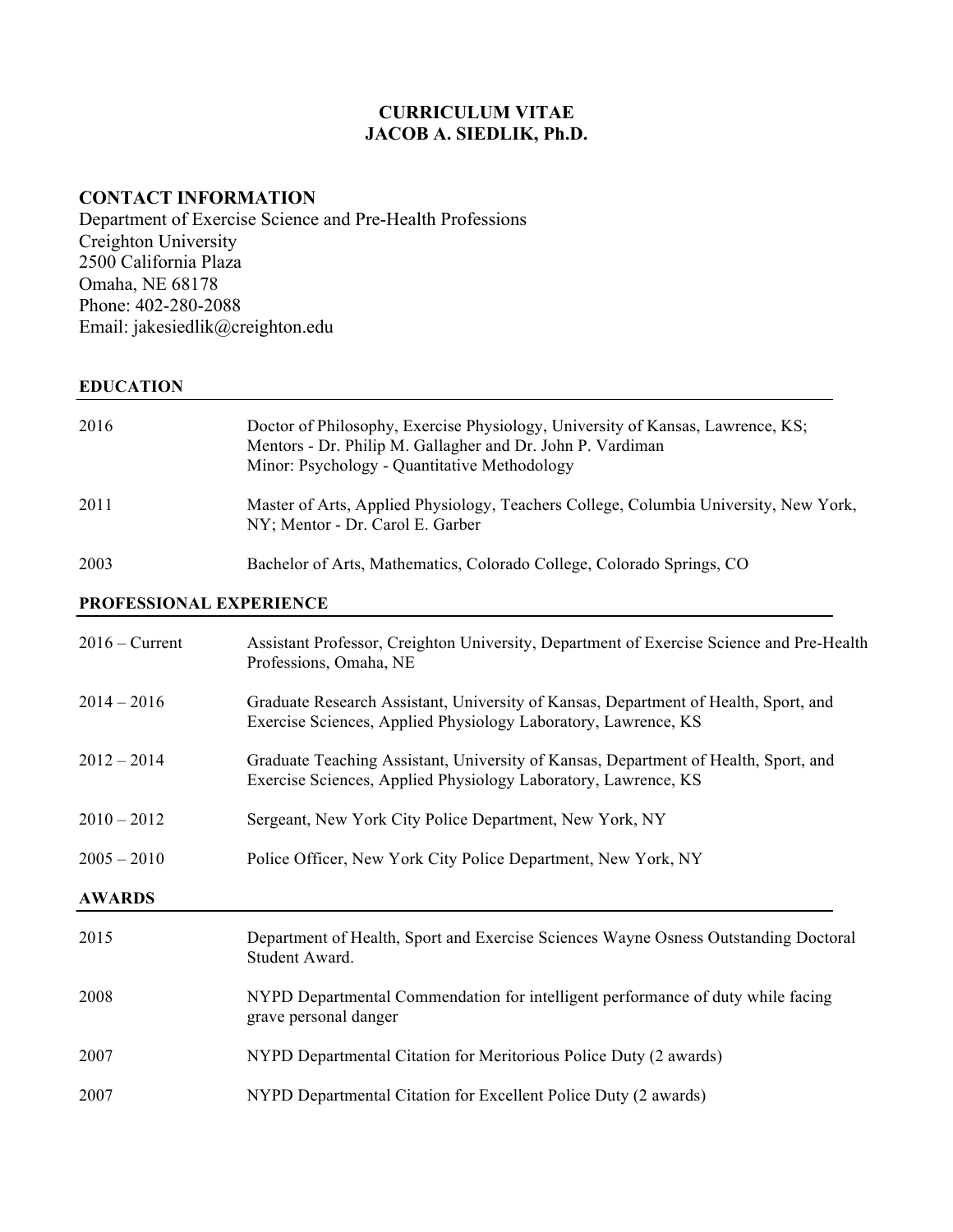# CURRICULUM VITAE
# JACOB A. SIEDLIK, Ph.D.

## CONTACT INFORMATION

Department of Exercise Science and Pre-Health Professions
Creighton University
2500 California Plaza
Omaha, NE 68178
Phone: 402-280-2088
Email: jakesiedlik@creighton.edu

## EDUCATION

| | |
|---|---|
| 2016 | Doctor of Philosophy, Exercise Physiology, University of Kansas, Lawrence, KS; Mentors - Dr. Philip M. Gallagher and Dr. John P. Vardiman<br>Minor: Psychology - Quantitative Methodology |
| 2011 | Master of Arts, Applied Physiology, Teachers College, Columbia University, New York, NY; Mentor - Dr. Carol E. Garber |
| 2003 | Bachelor of Arts, Mathematics, Colorado College, Colorado Springs, CO |

## PROFESSIONAL EXPERIENCE

| | |
|---|---|
| 2016 – Current | Assistant Professor, Creighton University, Department of Exercise Science and Pre-Health Professions, Omaha, NE |
| 2014 – 2016 | Graduate Research Assistant, University of Kansas, Department of Health, Sport, and Exercise Sciences, Applied Physiology Laboratory, Lawrence, KS |
| 2012 – 2014 | Graduate Teaching Assistant, University of Kansas, Department of Health, Sport, and Exercise Sciences, Applied Physiology Laboratory, Lawrence, KS |
| 2010 – 2012 | Sergeant, New York City Police Department, New York, NY |
| 2005 – 2010 | Police Officer, New York City Police Department, New York, NY |

## AWARDS

| | |
|---|---|
| 2015 | Department of Health, Sport and Exercise Sciences Wayne Osness Outstanding Doctoral Student Award. |
| 2008 | NYPD Departmental Commendation for intelligent performance of duty while facing grave personal danger |
| 2007 | NYPD Departmental Citation for Meritorious Police Duty (2 awards) |
| 2007 | NYPD Departmental Citation for Excellent Police Duty (2 awards) |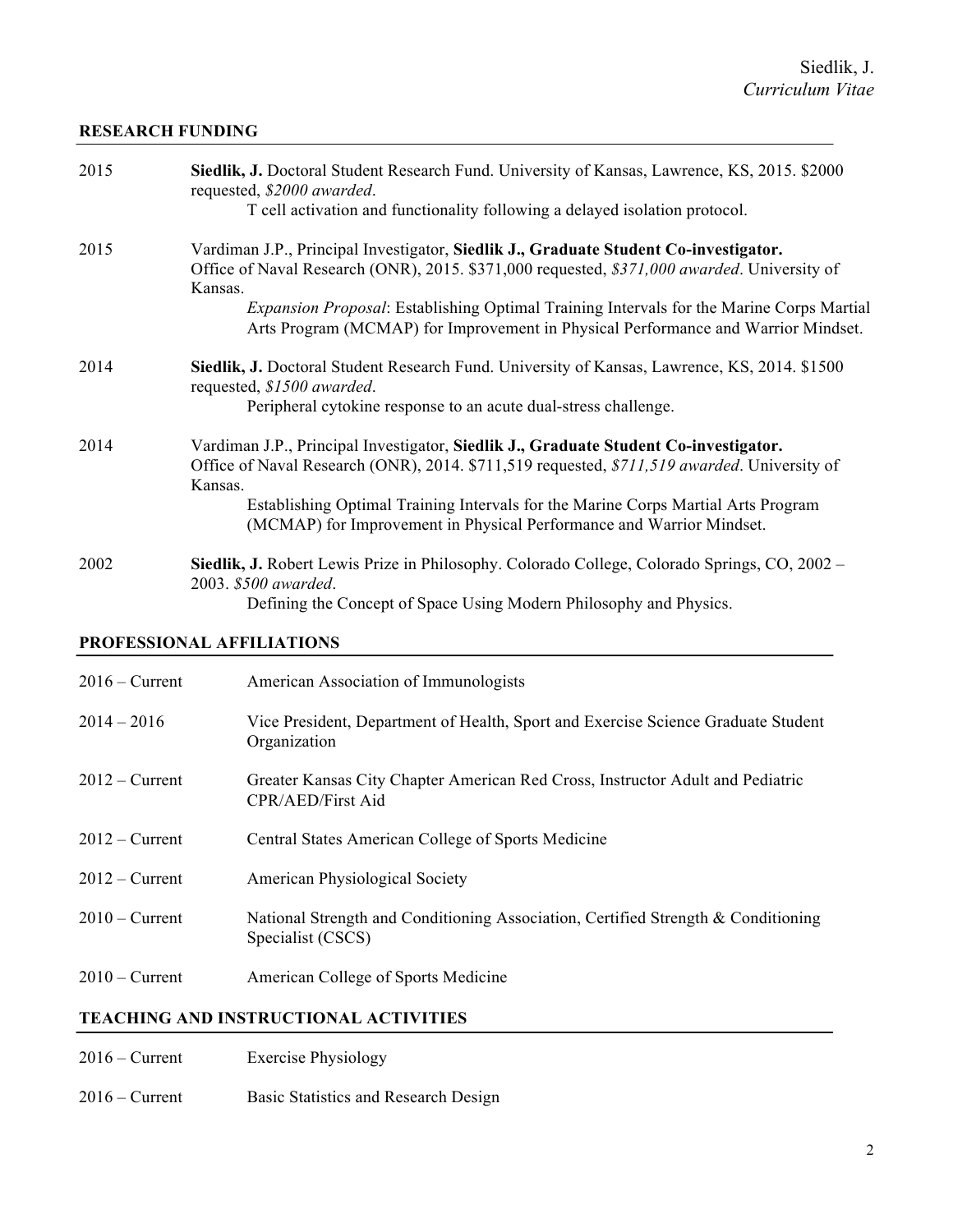## RESEARCH FUNDING

2015 — **Siedlik, J.** Doctoral Student Research Fund. University of Kansas, Lawrence, KS, 2015. $2000 requested, *$2000 awarded*.
T cell activation and functionality following a delayed isolation protocol.

2015 — Vardiman J.P., Principal Investigator, **Siedlik J., Graduate Student Co-investigator.** Office of Naval Research (ONR), 2015. $371,000 requested, *$371,000 awarded*. University of Kansas.
*Expansion Proposal*: Establishing Optimal Training Intervals for the Marine Corps Martial Arts Program (MCMAP) for Improvement in Physical Performance and Warrior Mindset.

2014 — **Siedlik, J.** Doctoral Student Research Fund. University of Kansas, Lawrence, KS, 2014. $1500 requested, *$1500 awarded*.
Peripheral cytokine response to an acute dual-stress challenge.

2014 — Vardiman J.P., Principal Investigator, **Siedlik J., Graduate Student Co-investigator.** Office of Naval Research (ONR), 2014. $711,519 requested, *$711,519 awarded*. University of Kansas.
Establishing Optimal Training Intervals for the Marine Corps Martial Arts Program (MCMAP) for Improvement in Physical Performance and Warrior Mindset.

2002 — **Siedlik, J.** Robert Lewis Prize in Philosophy. Colorado College, Colorado Springs, CO, 2002 – 2003. *$500 awarded*.
Defining the Concept of Space Using Modern Philosophy and Physics.

## PROFESSIONAL AFFILIATIONS

| | |
|---|---|
| 2016 – Current | American Association of Immunologists |
| 2014 – 2016 | Vice President, Department of Health, Sport and Exercise Science Graduate Student Organization |
| 2012 – Current | Greater Kansas City Chapter American Red Cross, Instructor Adult and Pediatric CPR/AED/First Aid |
| 2012 – Current | Central States American College of Sports Medicine |
| 2012 – Current | American Physiological Society |
| 2010 – Current | National Strength and Conditioning Association, Certified Strength & Conditioning Specialist (CSCS) |
| 2010 – Current | American College of Sports Medicine |

## TEACHING AND INSTRUCTIONAL ACTIVITIES

| | |
|---|---|
| 2016 – Current | Exercise Physiology |
| 2016 – Current | Basic Statistics and Research Design |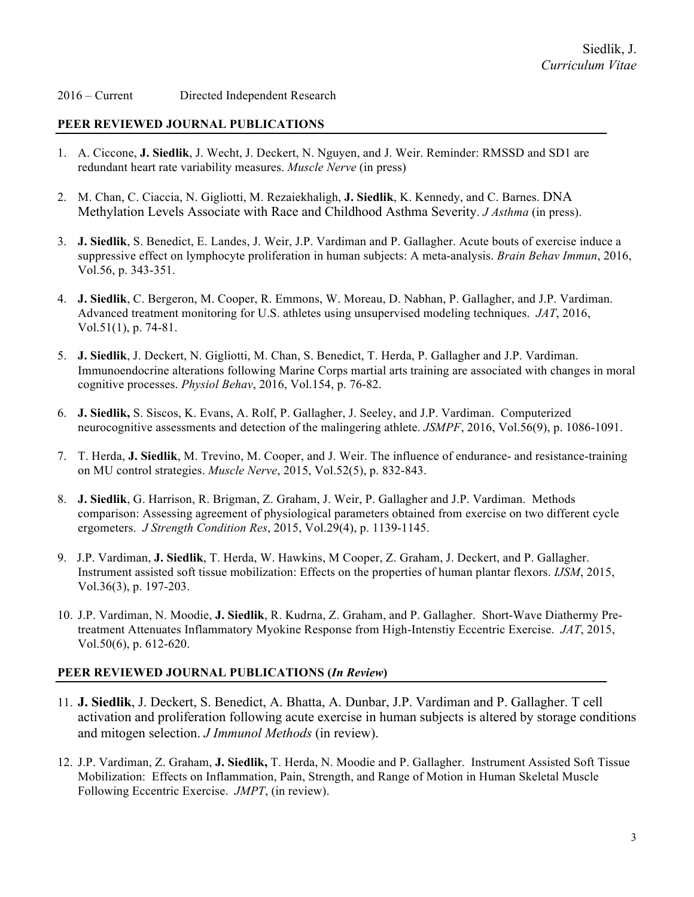2016 – Current Directed Independent Research

## PEER REVIEWED JOURNAL PUBLICATIONS

1. A. Ciccone, **J. Siedlik**, J. Wecht, J. Deckert, N. Nguyen, and J. Weir. Reminder: RMSSD and SD1 are redundant heart rate variability measures. *Muscle Nerve* (in press)

2. M. Chan, C. Ciaccia, N. Gigliotti, M. Rezaiekhaligh, **J. Siedlik**, K. Kennedy, and C. Barnes. DNA Methylation Levels Associate with Race and Childhood Asthma Severity. *J Asthma* (in press).

3. **J. Siedlik**, S. Benedict, E. Landes, J. Weir, J.P. Vardiman and P. Gallagher. Acute bouts of exercise induce a suppressive effect on lymphocyte proliferation in human subjects: A meta-analysis. *Brain Behav Immun*, 2016, Vol.56, p. 343-351.

4. **J. Siedlik**, C. Bergeron, M. Cooper, R. Emmons, W. Moreau, D. Nabhan, P. Gallagher, and J.P. Vardiman. Advanced treatment monitoring for U.S. athletes using unsupervised modeling techniques. *JAT*, 2016, Vol.51(1), p. 74-81.

5. **J. Siedlik**, J. Deckert, N. Gigliotti, M. Chan, S. Benedict, T. Herda, P. Gallagher and J.P. Vardiman. Immunoendocrine alterations following Marine Corps martial arts training are associated with changes in moral cognitive processes. *Physiol Behav*, 2016, Vol.154, p. 76-82.

6. **J. Siedlik,** S. Siscos, K. Evans, A. Rolf, P. Gallagher, J. Seeley, and J.P. Vardiman. Computerized neurocognitive assessments and detection of the malingering athlete. *JSMPF*, 2016, Vol.56(9), p. 1086-1091.

7. T. Herda, **J. Siedlik**, M. Trevino, M. Cooper, and J. Weir. The influence of endurance- and resistance-training on MU control strategies. *Muscle Nerve*, 2015, Vol.52(5), p. 832-843.

8. **J. Siedlik**, G. Harrison, R. Brigman, Z. Graham, J. Weir, P. Gallagher and J.P. Vardiman. Methods comparison: Assessing agreement of physiological parameters obtained from exercise on two different cycle ergometers. *J Strength Condition Res*, 2015, Vol.29(4), p. 1139-1145.

9. J.P. Vardiman, **J. Siedlik**, T. Herda, W. Hawkins, M Cooper, Z. Graham, J. Deckert, and P. Gallagher. Instrument assisted soft tissue mobilization: Effects on the properties of human plantar flexors. *IJSM*, 2015, Vol.36(3), p. 197-203.

10. J.P. Vardiman, N. Moodie, **J. Siedlik**, R. Kudrna, Z. Graham, and P. Gallagher. Short-Wave Diathermy Pre-treatment Attenuates Inflammatory Myokine Response from High-Intenstiy Eccentric Exercise. *JAT*, 2015, Vol.50(6), p. 612-620.

## PEER REVIEWED JOURNAL PUBLICATIONS (*In Review*)

11. **J. Siedlik**, J. Deckert, S. Benedict, A. Bhatta, A. Dunbar, J.P. Vardiman and P. Gallagher. T cell activation and proliferation following acute exercise in human subjects is altered by storage conditions and mitogen selection. *J Immunol Methods* (in review).

12. J.P. Vardiman, Z. Graham, **J. Siedlik,** T. Herda, N. Moodie and P. Gallagher. Instrument Assisted Soft Tissue Mobilization: Effects on Inflammation, Pain, Strength, and Range of Motion in Human Skeletal Muscle Following Eccentric Exercise. *JMPT*, (in review).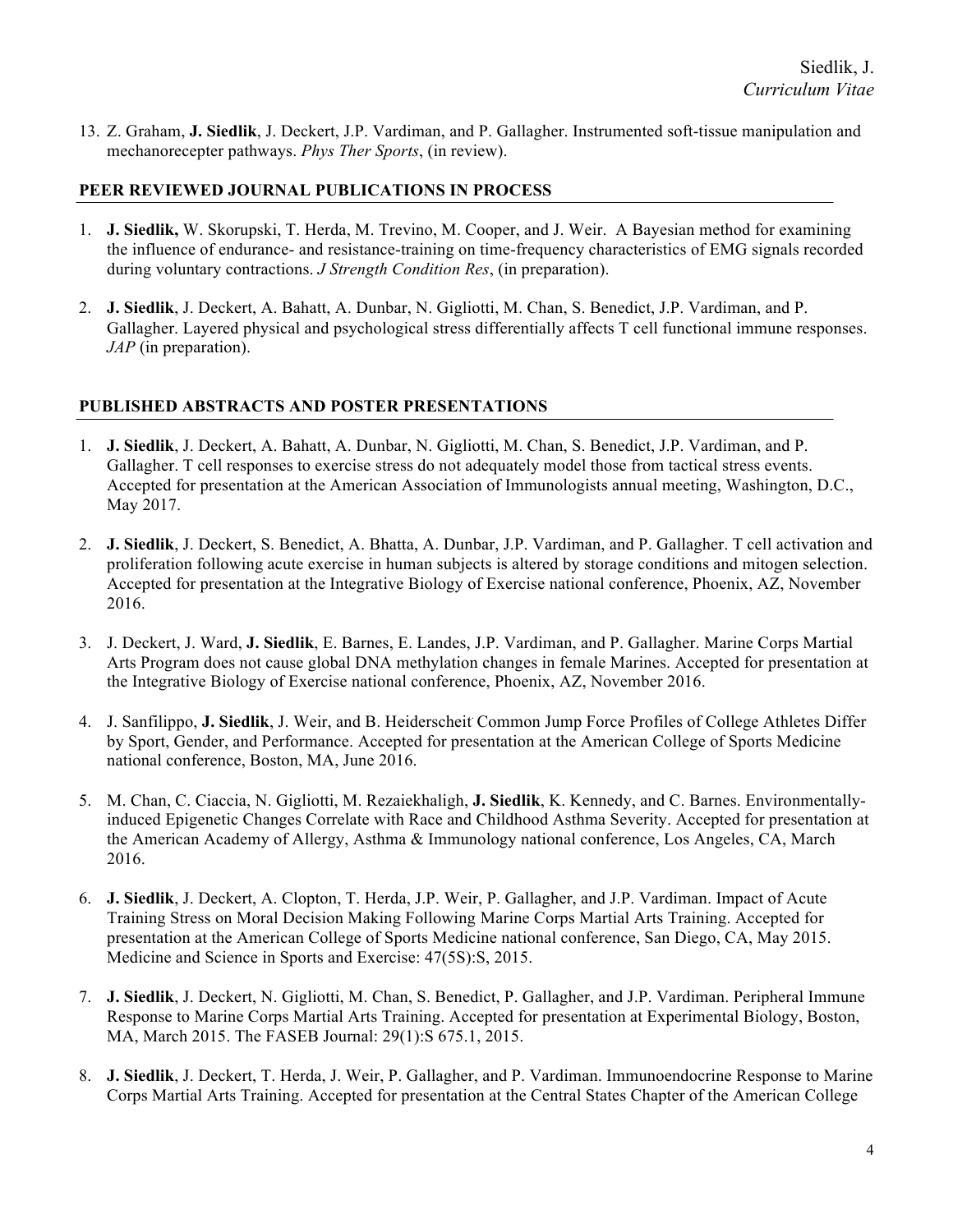13. Z. Graham, **J. Siedlik**, J. Deckert, J.P. Vardiman, and P. Gallagher. Instrumented soft-tissue manipulation and mechanorecepter pathways. *Phys Ther Sports*, (in review).

## PEER REVIEWED JOURNAL PUBLICATIONS IN PROCESS

1. **J. Siedlik,** W. Skorupski, T. Herda, M. Trevino, M. Cooper, and J. Weir. A Bayesian method for examining the influence of endurance- and resistance-training on time-frequency characteristics of EMG signals recorded during voluntary contractions. *J Strength Condition Res*, (in preparation).

2. **J. Siedlik**, J. Deckert, A. Bahatt, A. Dunbar, N. Gigliotti, M. Chan, S. Benedict, J.P. Vardiman, and P. Gallagher. Layered physical and psychological stress differentially affects T cell functional immune responses. *JAP* (in preparation).

## PUBLISHED ABSTRACTS AND POSTER PRESENTATIONS

1. **J. Siedlik**, J. Deckert, A. Bahatt, A. Dunbar, N. Gigliotti, M. Chan, S. Benedict, J.P. Vardiman, and P. Gallagher. T cell responses to exercise stress do not adequately model those from tactical stress events. Accepted for presentation at the American Association of Immunologists annual meeting, Washington, D.C., May 2017.

2. **J. Siedlik**, J. Deckert, S. Benedict, A. Bhatta, A. Dunbar, J.P. Vardiman, and P. Gallagher. T cell activation and proliferation following acute exercise in human subjects is altered by storage conditions and mitogen selection. Accepted for presentation at the Integrative Biology of Exercise national conference, Phoenix, AZ, November 2016.

3. J. Deckert, J. Ward, **J. Siedlik**, E. Barnes, E. Landes, J.P. Vardiman, and P. Gallagher. Marine Corps Martial Arts Program does not cause global DNA methylation changes in female Marines. Accepted for presentation at the Integrative Biology of Exercise national conference, Phoenix, AZ, November 2016.

4. J. Sanfilippo, **J. Siedlik**, J. Weir, and B. Heiderscheit. Common Jump Force Profiles of College Athletes Differ by Sport, Gender, and Performance. Accepted for presentation at the American College of Sports Medicine national conference, Boston, MA, June 2016.

5. M. Chan, C. Ciaccia, N. Gigliotti, M. Rezaiekhaligh, **J. Siedlik**, K. Kennedy, and C. Barnes. Environmentally-induced Epigenetic Changes Correlate with Race and Childhood Asthma Severity. Accepted for presentation at the American Academy of Allergy, Asthma & Immunology national conference, Los Angeles, CA, March 2016.

6. **J. Siedlik**, J. Deckert, A. Clopton, T. Herda, J.P. Weir, P. Gallagher, and J.P. Vardiman. Impact of Acute Training Stress on Moral Decision Making Following Marine Corps Martial Arts Training. Accepted for presentation at the American College of Sports Medicine national conference, San Diego, CA, May 2015. Medicine and Science in Sports and Exercise: 47(5S):S, 2015.

7. **J. Siedlik**, J. Deckert, N. Gigliotti, M. Chan, S. Benedict, P. Gallagher, and J.P. Vardiman. Peripheral Immune Response to Marine Corps Martial Arts Training. Accepted for presentation at Experimental Biology, Boston, MA, March 2015. The FASEB Journal: 29(1):S 675.1, 2015.

8. **J. Siedlik**, J. Deckert, T. Herda, J. Weir, P. Gallagher, and P. Vardiman. Immunoendocrine Response to Marine Corps Martial Arts Training. Accepted for presentation at the Central States Chapter of the American College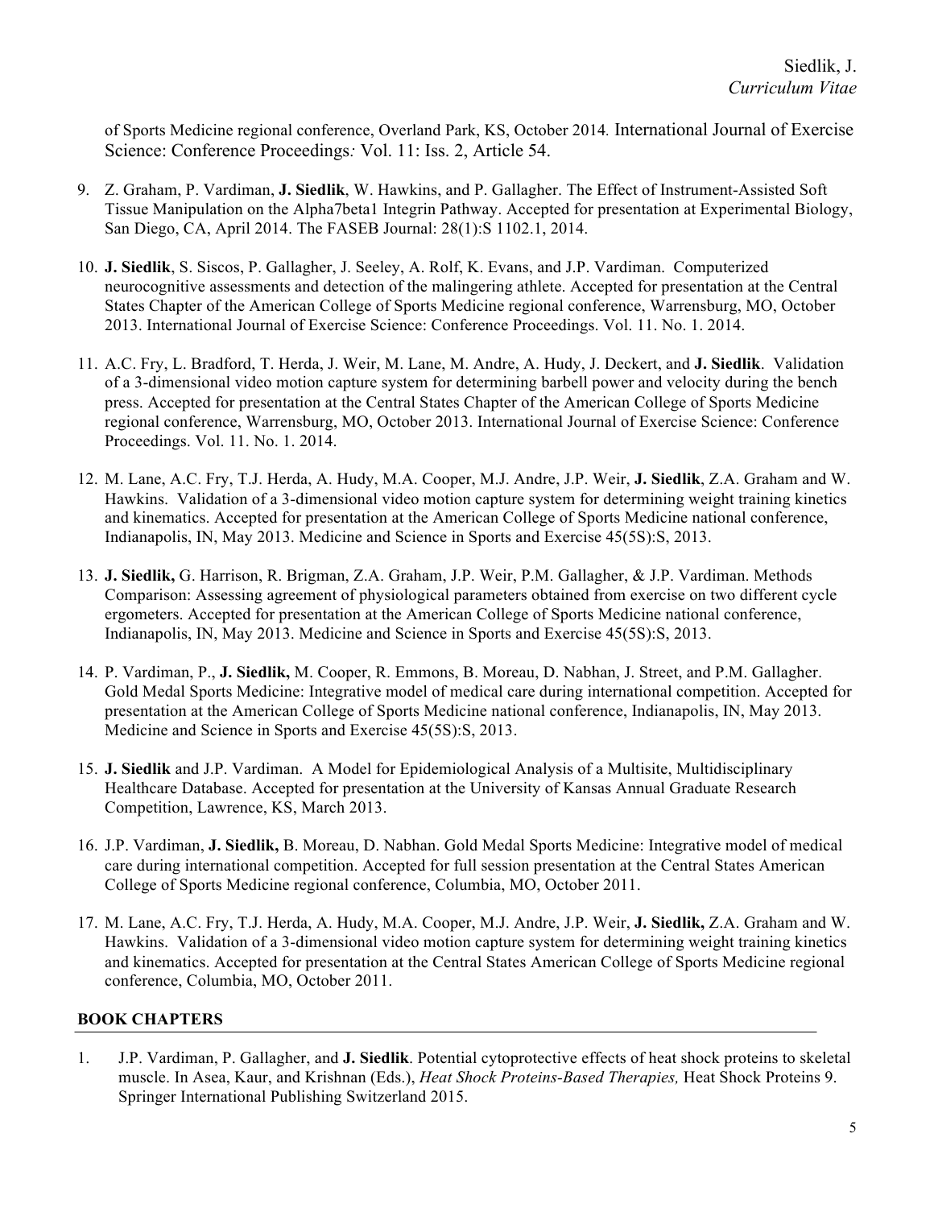of Sports Medicine regional conference, Overland Park, KS, October 2014*.* International Journal of Exercise Science: Conference Proceedings*:* Vol. 11: Iss. 2, Article 54.

9. Z. Graham, P. Vardiman, **J. Siedlik**, W. Hawkins, and P. Gallagher. The Effect of Instrument-Assisted Soft Tissue Manipulation on the Alpha7beta1 Integrin Pathway. Accepted for presentation at Experimental Biology, San Diego, CA, April 2014. The FASEB Journal: 28(1):S 1102.1, 2014.

10. **J. Siedlik**, S. Siscos, P. Gallagher, J. Seeley, A. Rolf, K. Evans, and J.P. Vardiman. Computerized neurocognitive assessments and detection of the malingering athlete. Accepted for presentation at the Central States Chapter of the American College of Sports Medicine regional conference, Warrensburg, MO, October 2013. International Journal of Exercise Science: Conference Proceedings. Vol. 11. No. 1. 2014.

11. A.C. Fry, L. Bradford, T. Herda, J. Weir, M. Lane, M. Andre, A. Hudy, J. Deckert, and **J. Siedlik**. Validation of a 3-dimensional video motion capture system for determining barbell power and velocity during the bench press. Accepted for presentation at the Central States Chapter of the American College of Sports Medicine regional conference, Warrensburg, MO, October 2013. International Journal of Exercise Science: Conference Proceedings. Vol. 11. No. 1. 2014.

12. M. Lane, A.C. Fry, T.J. Herda, A. Hudy, M.A. Cooper, M.J. Andre, J.P. Weir, **J. Siedlik**, Z.A. Graham and W. Hawkins. Validation of a 3-dimensional video motion capture system for determining weight training kinetics and kinematics. Accepted for presentation at the American College of Sports Medicine national conference, Indianapolis, IN, May 2013. Medicine and Science in Sports and Exercise 45(5S):S, 2013.

13. **J. Siedlik,** G. Harrison, R. Brigman, Z.A. Graham, J.P. Weir, P.M. Gallagher, & J.P. Vardiman. Methods Comparison: Assessing agreement of physiological parameters obtained from exercise on two different cycle ergometers. Accepted for presentation at the American College of Sports Medicine national conference, Indianapolis, IN, May 2013. Medicine and Science in Sports and Exercise 45(5S):S, 2013.

14. P. Vardiman, P., **J. Siedlik,** M. Cooper, R. Emmons, B. Moreau, D. Nabhan, J. Street, and P.M. Gallagher. Gold Medal Sports Medicine: Integrative model of medical care during international competition. Accepted for presentation at the American College of Sports Medicine national conference, Indianapolis, IN, May 2013. Medicine and Science in Sports and Exercise 45(5S):S, 2013.

15. **J. Siedlik** and J.P. Vardiman. A Model for Epidemiological Analysis of a Multisite, Multidisciplinary Healthcare Database. Accepted for presentation at the University of Kansas Annual Graduate Research Competition, Lawrence, KS, March 2013.

16. J.P. Vardiman, **J. Siedlik,** B. Moreau, D. Nabhan. Gold Medal Sports Medicine: Integrative model of medical care during international competition. Accepted for full session presentation at the Central States American College of Sports Medicine regional conference, Columbia, MO, October 2011.

17. M. Lane, A.C. Fry, T.J. Herda, A. Hudy, M.A. Cooper, M.J. Andre, J.P. Weir, **J. Siedlik,** Z.A. Graham and W. Hawkins. Validation of a 3-dimensional video motion capture system for determining weight training kinetics and kinematics. Accepted for presentation at the Central States American College of Sports Medicine regional conference, Columbia, MO, October 2011.

## BOOK CHAPTERS

1. J.P. Vardiman, P. Gallagher, and **J. Siedlik**. Potential cytoprotective effects of heat shock proteins to skeletal muscle. In Asea, Kaur, and Krishnan (Eds.), *Heat Shock Proteins-Based Therapies,* Heat Shock Proteins 9. Springer International Publishing Switzerland 2015.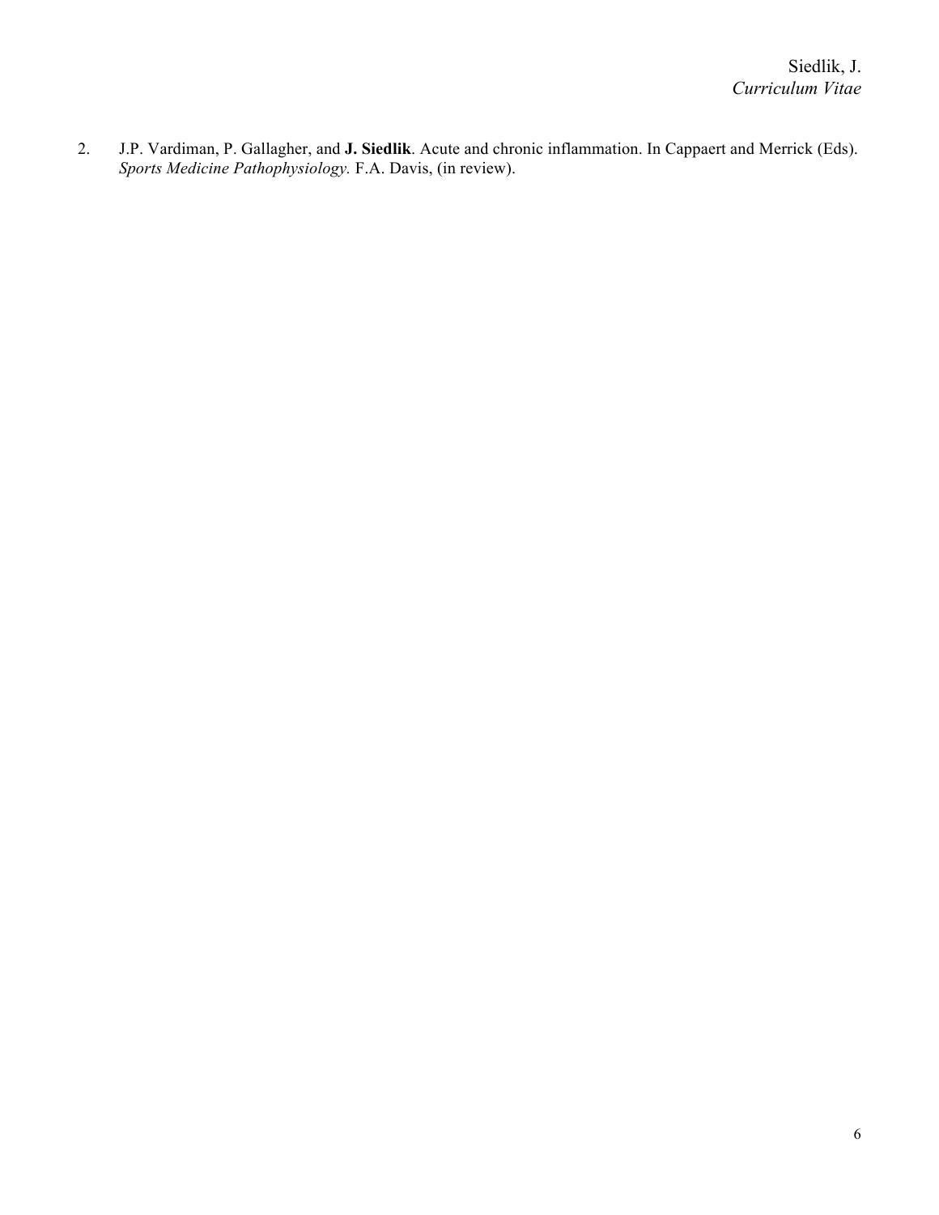2. J.P. Vardiman, P. Gallagher, and **J. Siedlik**. Acute and chronic inflammation. In Cappaert and Merrick (Eds). *Sports Medicine Pathophysiology.* F.A. Davis, (in review).